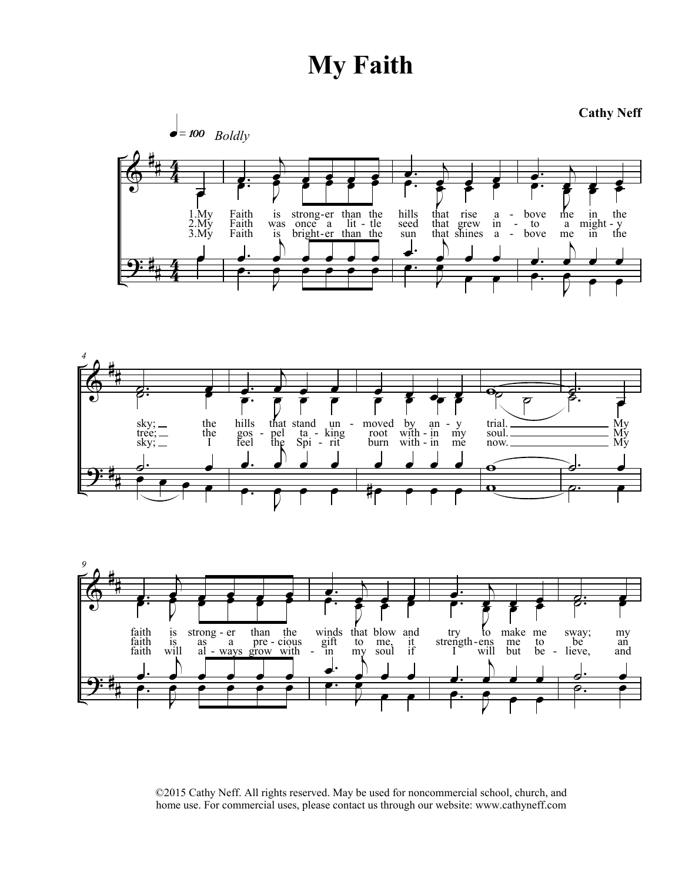# My Faith

**Cathy Neff**

♩ = 100 *Boldly*

1.My Faith is strong-er than the hills that rise a - bove me in the sky; the hills that stand un - moved by an - y trial. My faith is strong - er than the winds that blow and try to make me sway; my

2.My Faith was once a lit - tle seed that grew in - to a might - y tree; the gos - pel ta - king root with - in my soul. My faith is as a pre - cious gift to me, it strength - ens me to be an

3.My Faith is bright-er than the sun that shines a - bove me in the sky; I feel the Spi - rit burn with - in me now. My faith will al - ways grow with - in my soul if I will but be - lieve, and

©2015 Cathy Neff. All rights reserved. May be used for noncommercial school, church, and home use. For commercial uses, please contact us through our website: www.cathyneff.com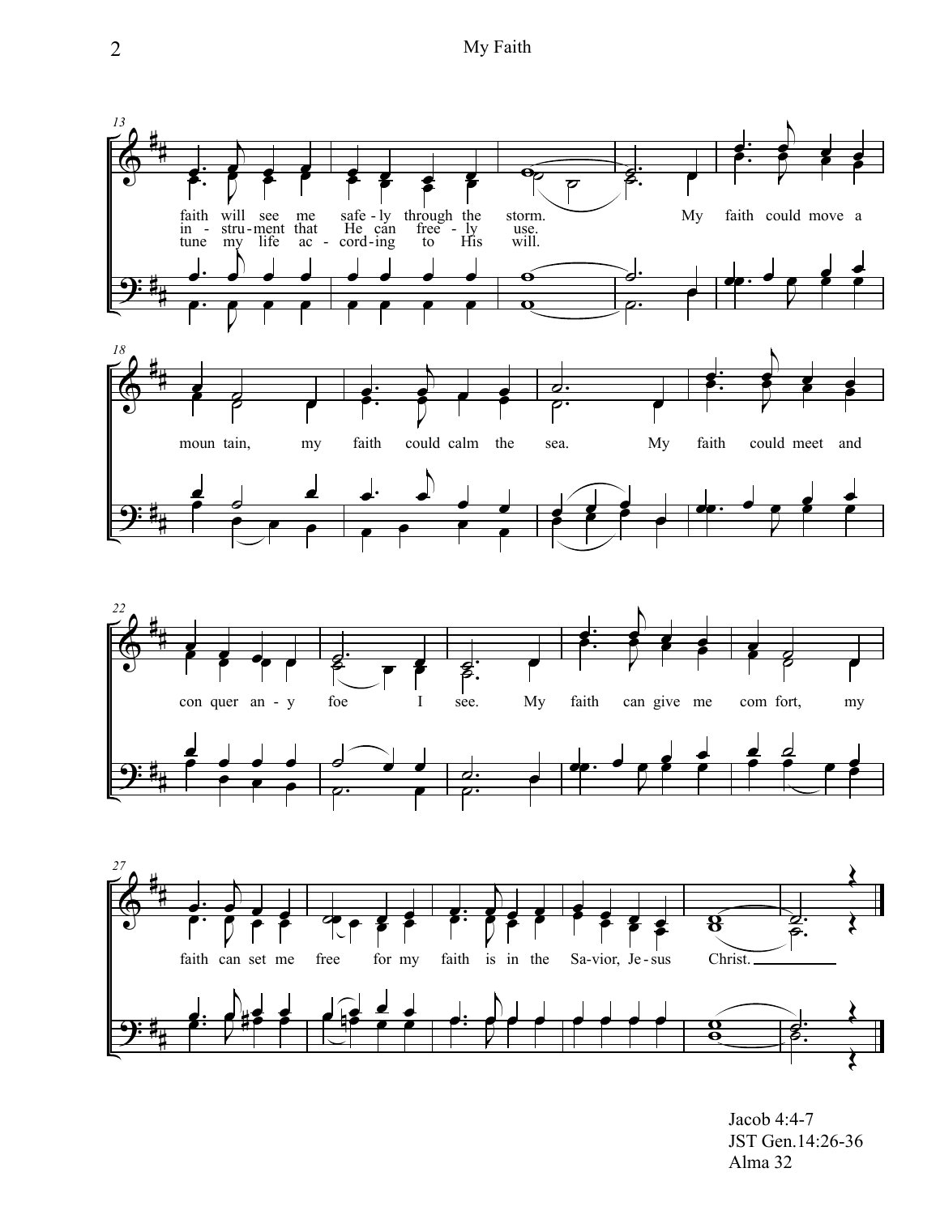faith will see me safe - ly through the storm.
in - stru - ment that He can free - ly use.
tune my life ac - cord - ing to His will.

My faith could move a moun tain, my faith could calm the sea. My faith could meet and con quer an - y foe I see. My faith can give me com fort, my faith can set me free for my faith is in the Sa - vior, Je - sus Christ.

Jacob 4:4-7
JST Gen.14:26-36
Alma 32